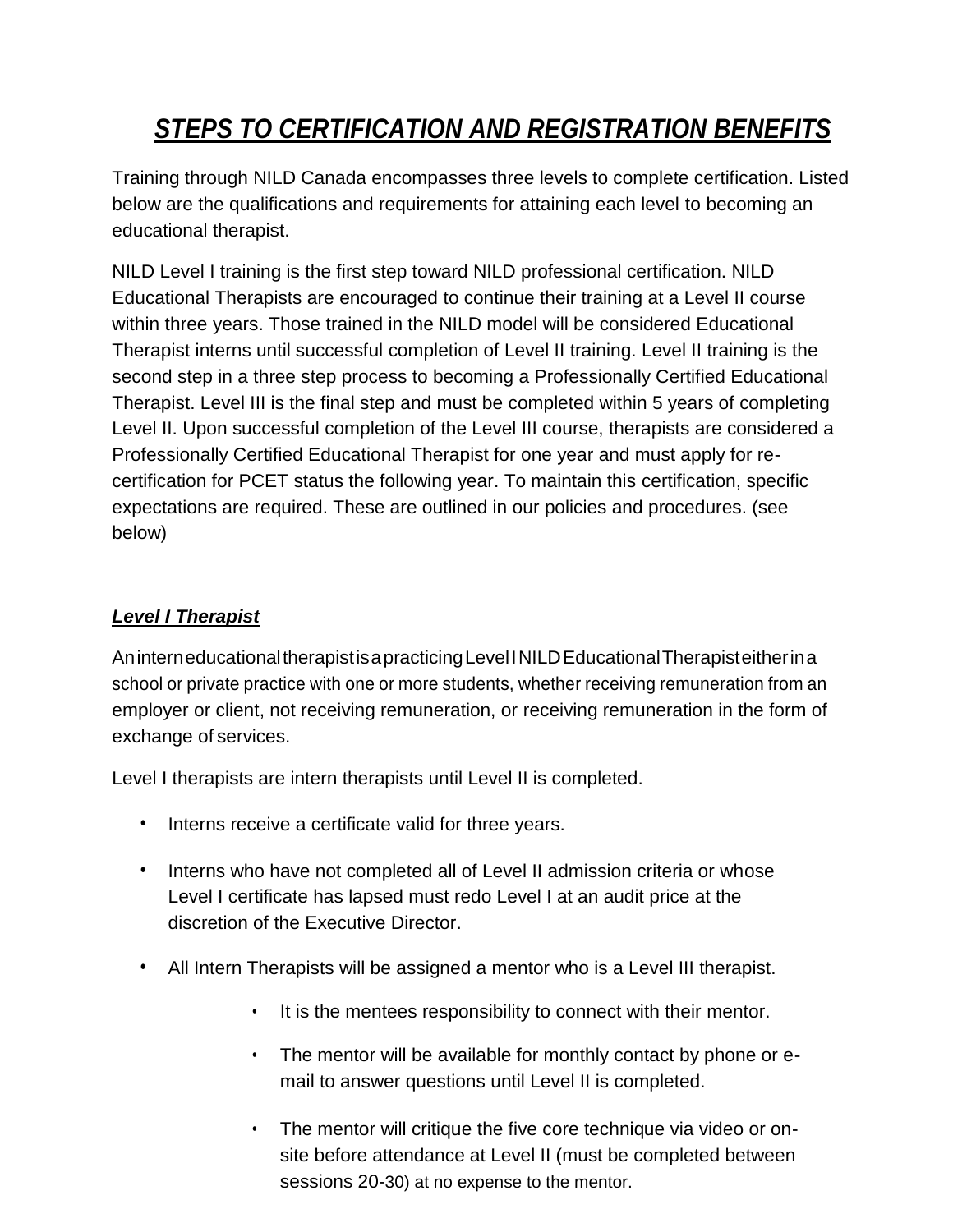# ***STEPS TO CERTIFICATION AND REGISTRATION BENEFITS***

Training through NILD Canada encompasses three levels to complete certification. Listed below are the qualifications and requirements for attaining each level to becoming an educational therapist.

NILD Level I training is the first step toward NILD professional certification. NILD Educational Therapists are encouraged to continue their training at a Level II course within three years. Those trained in the NILD model will be considered Educational Therapist interns until successful completion of Level II training. Level II training is the second step in a three step process to becoming a Professionally Certified Educational Therapist. Level III is the final step and must be completed within 5 years of completing Level II. Upon successful completion of the Level III course, therapists are considered a Professionally Certified Educational Therapist for one year and must apply for re-certification for PCET status the following year. To maintain this certification, specific expectations are required. These are outlined in our policies and procedures. (see below)

### ***Level I Therapist***

An intern educational therapist is a practicing Level I NILD Educational Therapist either in a school or private practice with one or more students, whether receiving remuneration from an employer or client, not receiving remuneration, or receiving remuneration in the form of exchange of services.

Level I therapists are intern therapists until Level II is completed.

- Interns receive a certificate valid for three years.
- Interns who have not completed all of Level II admission criteria or whose Level I certificate has lapsed must redo Level I at an audit price at the discretion of the Executive Director.
- All Intern Therapists will be assigned a mentor who is a Level III therapist.
    - It is the mentees responsibility to connect with their mentor.
    - The mentor will be available for monthly contact by phone or e-mail to answer questions until Level II is completed.
    - The mentor will critique the five core technique via video or on-site before attendance at Level II (must be completed between sessions 20-30) at no expense to the mentor.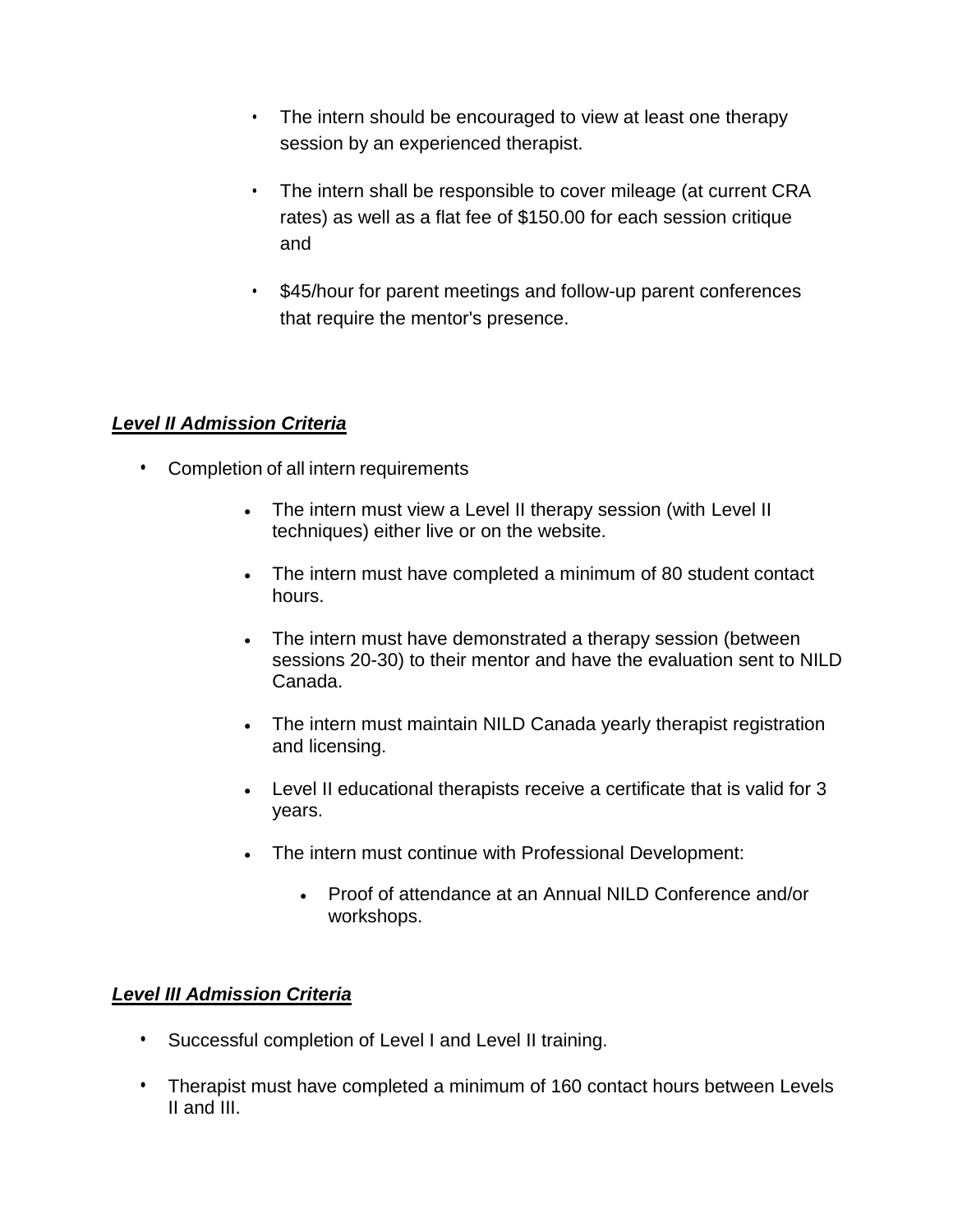- The intern should be encouraged to view at least one therapy session by an experienced therapist.
- The intern shall be responsible to cover mileage (at current CRA rates) as well as a flat fee of $150.00 for each session critique and
- $45/hour for parent meetings and follow-up parent conferences that require the mentor's presence.

***Level II Admission Criteria***

- Completion of all intern requirements
  - The intern must view a Level II therapy session (with Level II techniques) either live or on the website.
  - The intern must have completed a minimum of 80 student contact hours.
  - The intern must have demonstrated a therapy session (between sessions 20-30) to their mentor and have the evaluation sent to NILD Canada.
  - The intern must maintain NILD Canada yearly therapist registration and licensing.
  - Level II educational therapists receive a certificate that is valid for 3 years.
  - The intern must continue with Professional Development:
    - Proof of attendance at an Annual NILD Conference and/or workshops.

***Level III Admission Criteria***

- Successful completion of Level I and Level II training.
- Therapist must have completed a minimum of 160 contact hours between Levels II and III.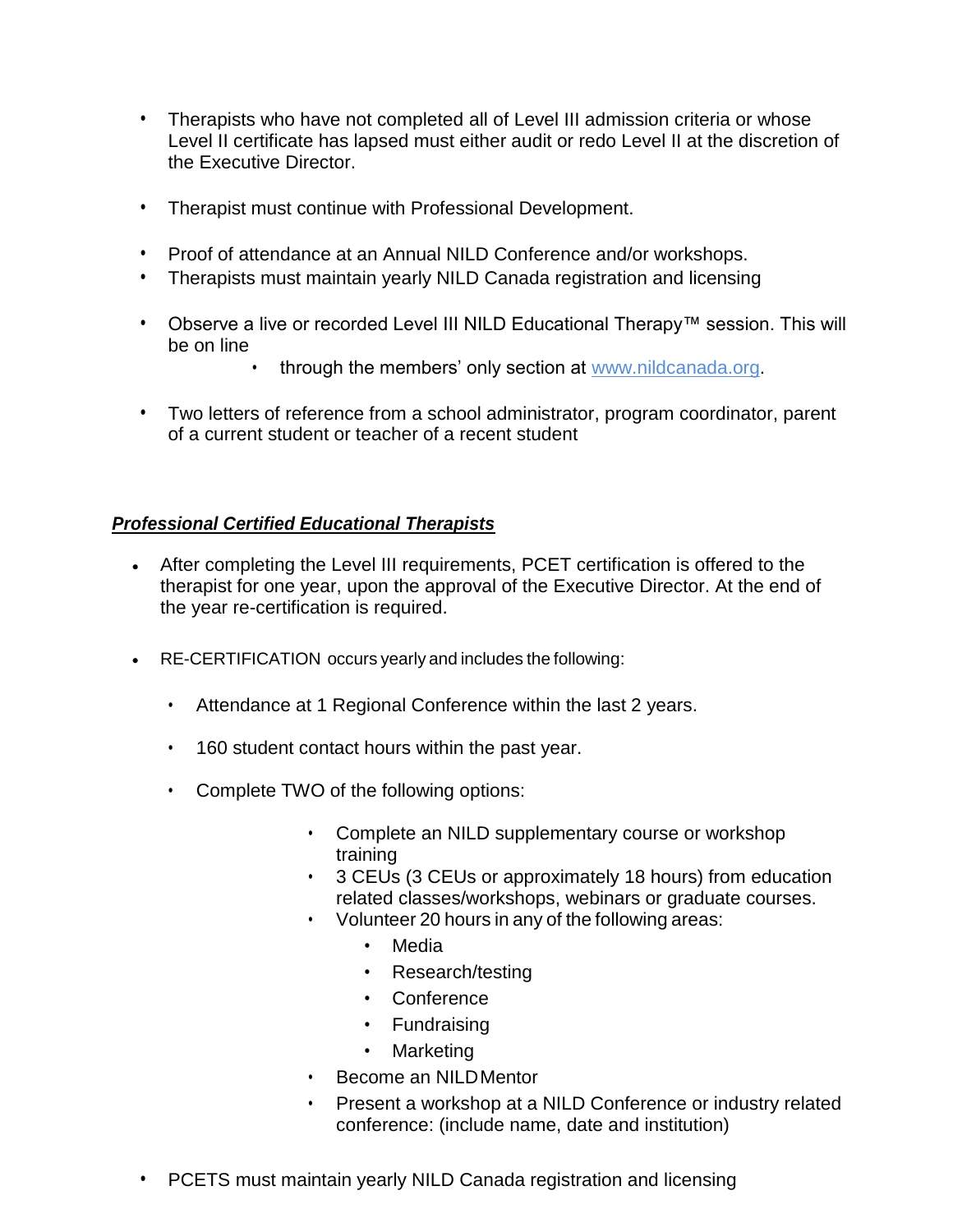- Therapists who have not completed all of Level III admission criteria or whose Level II certificate has lapsed must either audit or redo Level II at the discretion of the Executive Director.

- Therapist must continue with Professional Development.

- Proof of attendance at an Annual NILD Conference and/or workshops.
- Therapists must maintain yearly NILD Canada registration and licensing

- Observe a live or recorded Level III NILD Educational Therapy™ session. This will be on line
    - through the members' only section at [www.nildcanada.org](http://www.nildcanada.org).

- Two letters of reference from a school administrator, program coordinator, parent of a current student or teacher of a recent student

***Professional Certified Educational Therapists***

- After completing the Level III requirements, PCET certification is offered to the therapist for one year, upon the approval of the Executive Director. At the end of the year re-certification is required.

- RE-CERTIFICATION occurs yearly and includes the following:

    - Attendance at 1 Regional Conference within the last 2 years.

    - 160 student contact hours within the past year.

    - Complete TWO of the following options:

        - Complete an NILD supplementary course or workshop training
        - 3 CEUs (3 CEUs or approximately 18 hours) from education related classes/workshops, webinars or graduate courses.
        - Volunteer 20 hours in any of the following areas:
            - Media
            - Research/testing
            - Conference
            - Fundraising
            - Marketing
        - Become an NILD Mentor
        - Present a workshop at a NILD Conference or industry related conference: (include name, date and institution)

- PCETS must maintain yearly NILD Canada registration and licensing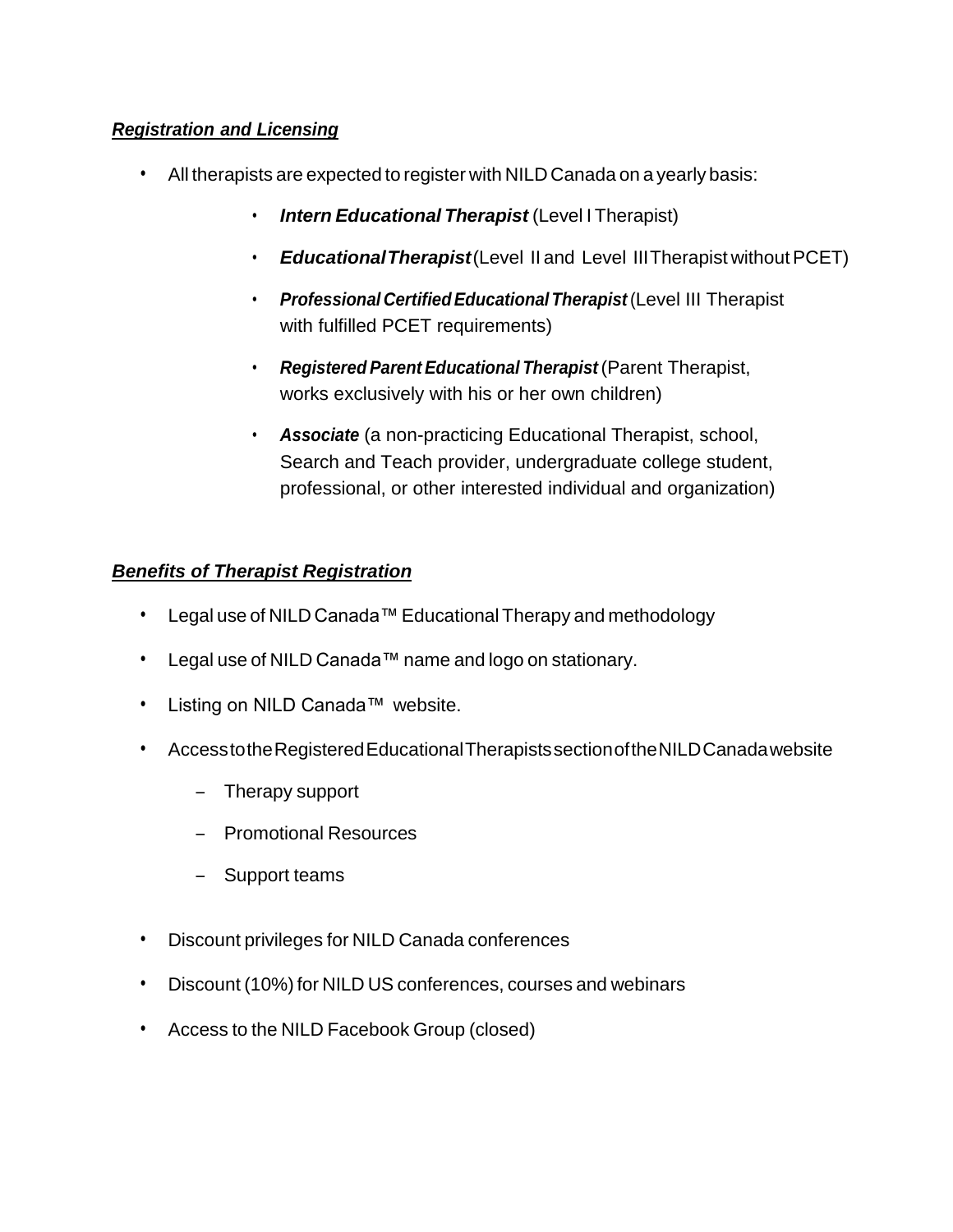***Registration and Licensing***

- All therapists are expected to register with NILD Canada on a yearly basis:
    - ***Intern Educational Therapist*** (Level I Therapist)
    - ***Educational Therapist*** (Level II and Level III Therapist without PCET)
    - ***Professional Certified Educational Therapist*** (Level III Therapist with fulfilled PCET requirements)
    - ***Registered Parent Educational Therapist*** (Parent Therapist, works exclusively with his or her own children)
    - ***Associate*** (a non-practicing Educational Therapist, school, Search and Teach provider, undergraduate college student, professional, or other interested individual and organization)

***Benefits of Therapist Registration***

- Legal use of NILD Canada™ Educational Therapy and methodology
- Legal use of NILD Canada™ name and logo on stationary.
- Listing on NILD Canada™ website.
- Access to the Registered Educational Therapists section of the NILD Canada website
    - Therapy support
    - Promotional Resources
    - Support teams
- Discount privileges for NILD Canada conferences
- Discount (10%) for NILD US conferences, courses and webinars
- Access to the NILD Facebook Group (closed)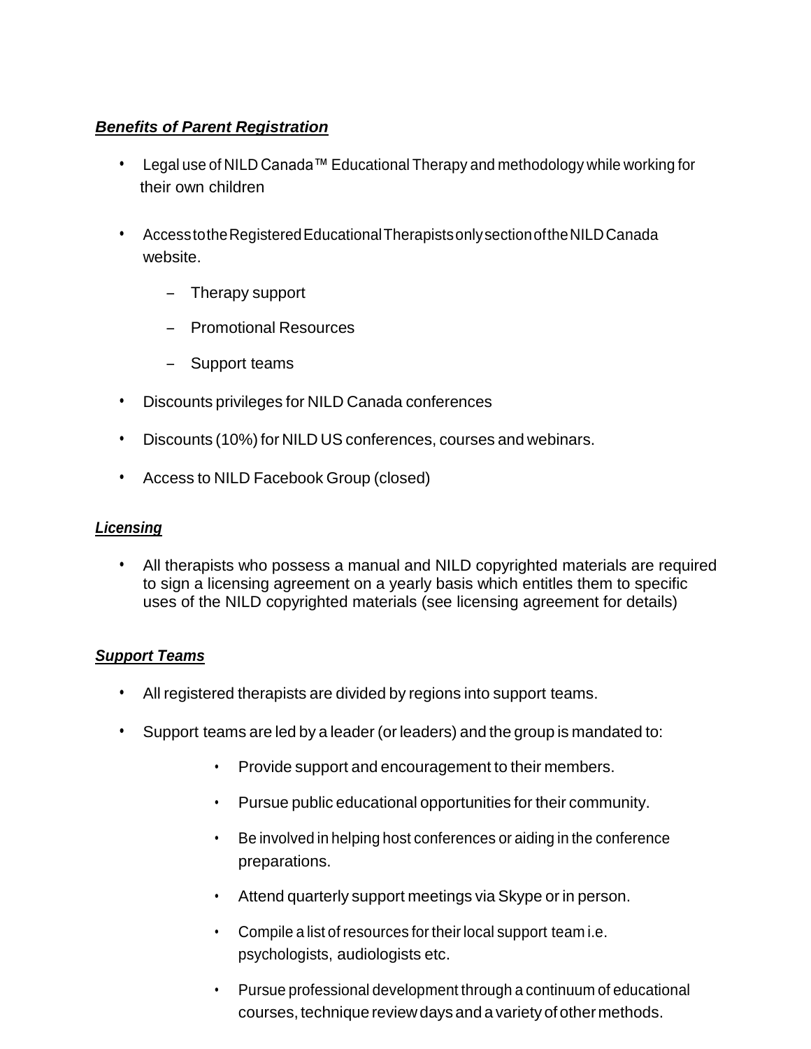***Benefits of Parent Registration***

- Legal use of NILD Canada™ Educational Therapy and methodology while working for their own children
- Access to the Registered Educational Therapists only section of the NILD Canada website.
  - Therapy support
  - Promotional Resources
  - Support teams
- Discounts privileges for NILD Canada conferences
- Discounts (10%) for NILD US conferences, courses and webinars.
- Access to NILD Facebook Group (closed)

***Licensing***

- All therapists who possess a manual and NILD copyrighted materials are required to sign a licensing agreement on a yearly basis which entitles them to specific uses of the NILD copyrighted materials (see licensing agreement for details)

***Support Teams***

- All registered therapists are divided by regions into support teams.
- Support teams are led by a leader (or leaders) and the group is mandated to:
  - Provide support and encouragement to their members.
  - Pursue public educational opportunities for their community.
  - Be involved in helping host conferences or aiding in the conference preparations.
  - Attend quarterly support meetings via Skype or in person.
  - Compile a list of resources for their local support team i.e. psychologists, audiologists etc.
  - Pursue professional development through a continuum of educational courses, technique review days and a variety of other methods.